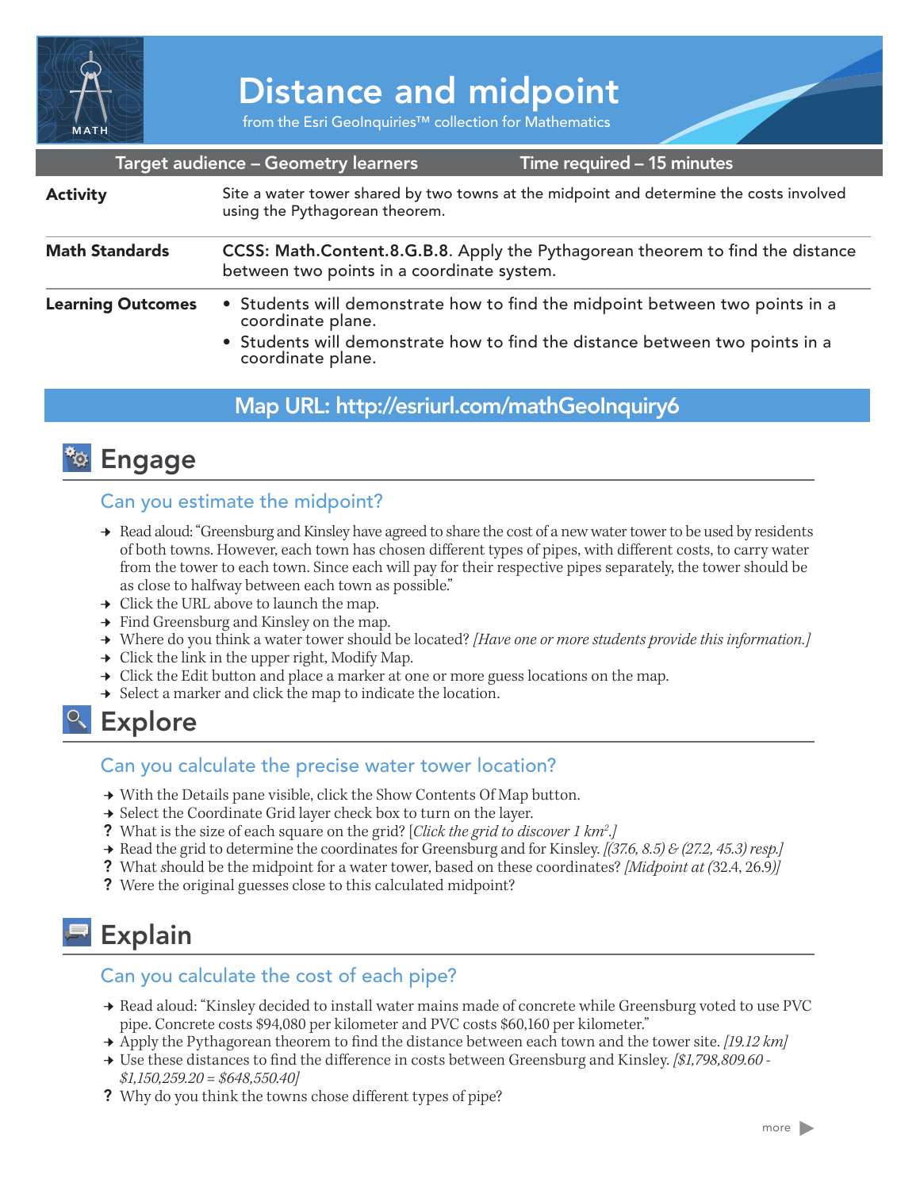# Distance and midpoint

from the Esri GeoInquiries™ collection for Mathematics

| Target audience – Geometry learners | Time required – 15 minutes |
|---|---|

| | |
|---|---|
| **Activity** | Site a water tower shared by two towns at the midpoint and determine the costs involved using the Pythagorean theorem. |
| **Math Standards** | **CCSS: Math.Content.8.G.B.8**. Apply the Pythagorean theorem to find the distance between two points in a coordinate system. |
| **Learning Outcomes** | • Students will demonstrate how to find the midpoint between two points in a coordinate plane.<br>• Students will demonstrate how to find the distance between two points in a coordinate plane. |

**Map URL: http://esriurl.com/mathGeoInquiry6**

## Engage

### Can you estimate the midpoint?

→ Read aloud: "Greensburg and Kinsley have agreed to share the cost of a new water tower to be used by residents of both towns. However, each town has chosen different types of pipes, with different costs, to carry water from the tower to each town. Since each will pay for their respective pipes separately, the tower should be as close to halfway between each town as possible."

→ Click the URL above to launch the map.

→ Find Greensburg and Kinsley on the map.

→ Where do you think a water tower should be located? *[Have one or more students provide this information.]*

→ Click the link in the upper right, Modify Map.

→ Click the Edit button and place a marker at one or more guess locations on the map.

→ Select a marker and click the map to indicate the location.

## Explore

### Can you calculate the precise water tower location?

→ With the Details pane visible, click the Show Contents Of Map button.

→ Select the Coordinate Grid layer check box to turn on the layer.

? What is the size of each square on the grid? [*Click the grid to discover 1 km$^2$.]*

→ Read the grid to determine the coordinates for Greensburg and for Kinsley. *[(37.6, 8.5) & (27.2, 45.3) resp.]*

? What should be the midpoint for a water tower, based on these coordinates? *[Midpoint at (*32.4, 26.9*)]*

? Were the original guesses close to this calculated midpoint?

## Explain

### Can you calculate the cost of each pipe?

→ Read aloud: "Kinsley decided to install water mains made of concrete while Greensburg voted to use PVC pipe. Concrete costs $94,080 per kilometer and PVC costs $60,160 per kilometer."

→ Apply the Pythagorean theorem to find the distance between each town and the tower site. *[19.12 km]*

→ Use these distances to find the difference in costs between Greensburg and Kinsley. *[$1,798,809.60 - $1,150,259.20 = $648,550.40]*

? Why do you think the towns chose different types of pipe?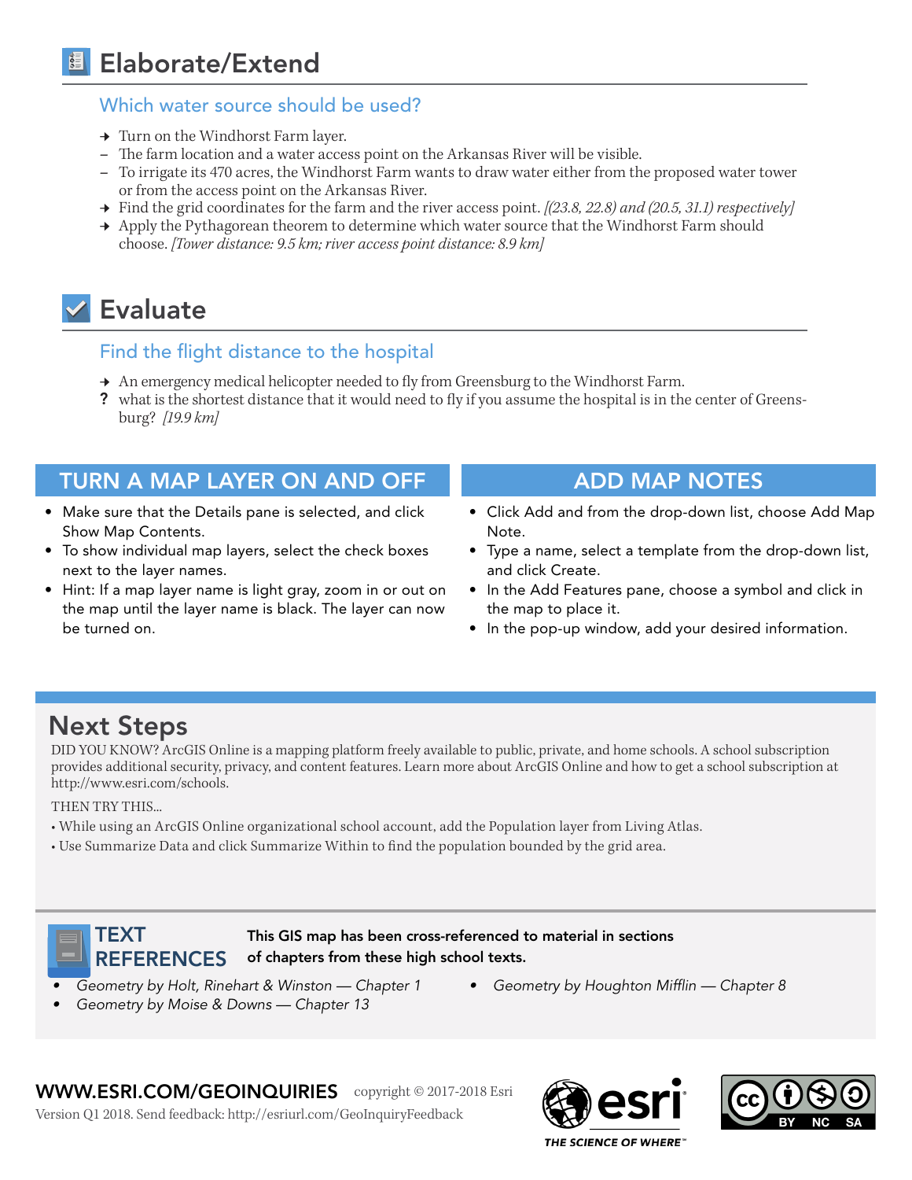# Elaborate/Extend

## Which water source should be used?

→ Turn on the Windhorst Farm layer.

– The farm location and a water access point on the Arkansas River will be visible.

– To irrigate its 470 acres, the Windhorst Farm wants to draw water either from the proposed water tower or from the access point on the Arkansas River.

→ Find the grid coordinates for the farm and the river access point. *[(23.8, 22.8) and (20.5, 31.1) respectively]*

→ Apply the Pythagorean theorem to determine which water source that the Windhorst Farm should choose. *[Tower distance: 9.5 km; river access point distance: 8.9 km]*

# Evaluate

## Find the flight distance to the hospital

→ An emergency medical helicopter needed to fly from Greensburg to the Windhorst Farm.

? what is the shortest distance that it would need to fly if you assume the hospital is in the center of Greensburg? *[19.9 km]*

## TURN A MAP LAYER ON AND OFF

- Make sure that the Details pane is selected, and click Show Map Contents.
- To show individual map layers, select the check boxes next to the layer names.
- Hint: If a map layer name is light gray, zoom in or out on the map until the layer name is black. The layer can now be turned on.

## ADD MAP NOTES

- Click Add and from the drop-down list, choose Add Map Note.
- Type a name, select a template from the drop-down list, and click Create.
- In the Add Features pane, choose a symbol and click in the map to place it.
- In the pop-up window, add your desired information.

## Next Steps

DID YOU KNOW? ArcGIS Online is a mapping platform freely available to public, private, and home schools. A school subscription provides additional security, privacy, and content features. Learn more about ArcGIS Online and how to get a school subscription at http://www.esri.com/schools.

THEN TRY THIS...

- While using an ArcGIS Online organizational school account, add the Population layer from Living Atlas.
- Use Summarize Data and click Summarize Within to find the population bounded by the grid area.

## TEXT REFERENCES

**This GIS map has been cross-referenced to material in sections of chapters from these high school texts.**

- *Geometry by Holt, Rinehart & Winston — Chapter 1*
- *Geometry by Moise & Downs — Chapter 13*
- *Geometry by Houghton Mifflin — Chapter 8*

**WWW.ESRI.COM/GEOINQUIRIES** copyright © 2017-2018 Esri

Version Q1 2018. Send feedback: http://esriurl.com/GeoInquiryFeedback